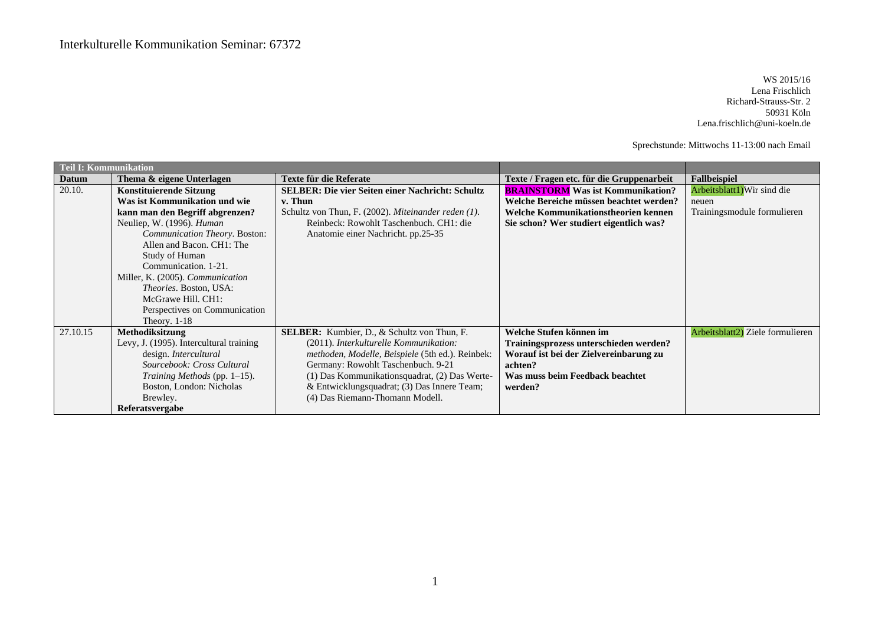# Interkulturelle Kommunikation Seminar: 67372

WS 2015/16
Lena Frischlich
Richard-Strauss-Str. 2
50931 Köln
Lena.frischlich@uni-koeln.de

Sprechstunde: Mittwochs 11-13:00 nach Email

| **Teil I: Kommunikation** | | | | |
|---|---|---|---|---|
| **Datum** | **Thema & eigene Unterlagen** | **Texte für die Referate** | **Texte / Fragen etc. für die Gruppenarbeit** | **Fallbeispiel** |
| 20.10. | **Konstituierende Sitzung** **Was ist Kommunikation und wie kann man den Begriff abgrenzen?** Neuliep, W. (1996). *Human Communication Theory*. Boston: Allen and Bacon. CH1: The Study of Human Communication. 1-21. Miller, K. (2005). *Communication Theories*. Boston, USA: McGrawe Hill. CH1: Perspectives on Communication Theory. 1-18 | **SELBER: Die vier Seiten einer Nachricht: Schultz v. Thun** Schultz von Thun, F. (2002). *Miteinander reden (1)*. Reinbeck: Rowohlt Taschenbuch. CH1: die Anatomie einer Nachricht. pp.25-35 | **BRAINSTORM Was ist Kommunikation? Welche Bereiche müssen beachtet werden? Welche Kommunikationstheorien kennen Sie schon? Wer studiert eigentlich was?** | Arbeitsblatt1)Wir sind die neuen Trainingsmodule formulieren |
| 27.10.15 | **Methodiksitzung** Levy, J. (1995). Intercultural training design. *Intercultural Sourcebook: Cross Cultural Training Methods* (pp. 1–15). Boston, London: Nicholas Brewley. **Referatsvergabe** | **SELBER:** Kumbier, D., & Schultz von Thun, F. (2011). *Interkulturelle Kommunikation: methoden, Modelle, Beispiele* (5th ed.). Reinbek: Germany: Rowohlt Taschenbuch. 9-21 (1) Das Kommunikationsquadrat, (2) Das Werte- & Entwicklungsquadrat; (3) Das Innere Team; (4) Das Riemann-Thomann Modell. | **Welche Stufen können im Trainingsprozess unterschieden werden? Worauf ist bei der Zielvereinbarung zu achten? Was muss beim Feedback beachtet werden?** | Arbeitsblatt2) Ziele formulieren |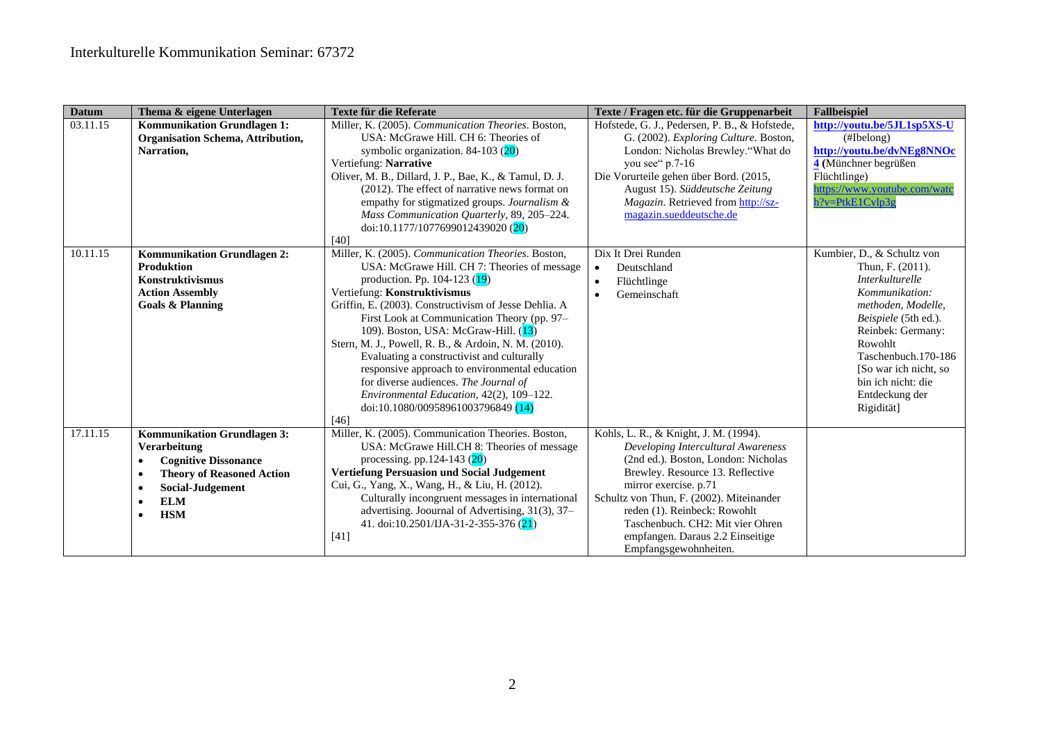# Interkulturelle Kommunikation Seminar: 67372

| Datum | Thema & eigene Unterlagen | Texte für die Referate | Texte / Fragen etc. für die Gruppenarbeit | Fallbeispiel |
|---|---|---|---|---|
| 03.11.15 | **Kommunikation Grundlagen 1: Organisation Schema, Attribution, Narration,** | Miller, K. (2005). *Communication Theories*. Boston, USA: McGrawe Hill. CH 6: Theories of symbolic organization. 84-103 (20)<br>Vertiefung: **Narrative**<br>Oliver, M. B., Dillard, J. P., Bae, K., & Tamul, D. J. (2012). The effect of narrative news format on empathy for stigmatized groups. *Journalism & Mass Communication Quarterly*, 89, 205–224. doi:10.1177/1077699012439020 (20)<br>[40] | Hofstede, G. J., Pedersen, P. B., & Hofstede, G. (2002). *Exploring Culture*. Boston, London: Nicholas Brewley."What do you see" p.7-16<br>Die Vorurteile gehen über Bord. (2015, August 15). *Süddeutsche Zeitung Magazin*. Retrieved from http://sz-magazin.sueddeutsche.de | **http://youtu.be/5JL1sp5XS-U** (#Ibelong)<br>**http://youtu.be/dvNEg8NNOc4** (Münchner begrüßen Flüchtlinge)<br>https://www.youtube.com/watch?v=PtkE1Cvlp3g |
| 10.11.15 | **Kommunikation Grundlagen 2: Produktion**<br>**Konstruktivismus**<br>**Action Assembly**<br>**Goals & Planning** | Miller, K. (2005). Communication Theories. Boston, USA: McGrawe Hill. CH 7: Theories of message production. Pp. 104-123 (19)<br>Vertiefung: **Konstruktivismus**<br>Griffin, E. (2003). Constructivism of Jesse Dehlia. A First Look at Communication Theory (pp. 97–109). Boston, USA: McGraw-Hill. (13)<br>Stern, M. J., Powell, R. B., & Ardoin, N. M. (2010). Evaluating a constructivist and culturally responsive approach to environmental education for diverse audiences. *The Journal of Environmental Education*, 42(2), 109–122. doi:10.1080/00958961003796849 (14)<br>[46] | Dix It Drei Runden<br>• Deutschland<br>• Flüchtlinge<br>• Gemeinschaft | Kumbier, D., & Schultz von Thun, F. (2011). *Interkulturelle Kommunikation: methoden, Modelle, Beispiele* (5th ed.). Reinbek: Germany: Rowohlt Taschenbuch.170-186 [So war ich nicht, so bin ich nicht: die Entdeckung der Rigidität] |
| 17.11.15 | **Kommunikation Grundlagen 3: Verarbeitung**<br>• **Cognitive Dissonance**<br>• **Theory of Reasoned Action**<br>• **Social-Judgement**<br>• **ELM**<br>• **HSM** | Miller, K. (2005). Communication Theories. Boston, USA: McGrawe Hill.CH 8: Theories of message processing. pp.124-143 (20)<br>**Vertiefung Persuasion und Social Judgement**<br>Cui, G., Yang, X., Wang, H., & Liu, H. (2012). Culturally incongruent messages in international advertising. Joournal of Advertising, 31(3), 37–41. doi:10.2501/IJA-31-2-355-376 (21)<br>[41] | Kohls, L. R., & Knight, J. M. (1994). *Developing Intercultural Awareness* (2nd ed.). Boston, London: Nicholas Brewley. Resource 13. Reflective mirror exercise. p.71<br>Schultz von Thun, F. (2002). Miteinander reden (1). Reinbeck: Rowohlt Taschenbuch. CH2: Mit vier Ohren empfangen. Daraus 2.2 Einseitige Empfangsgewohnheiten. | |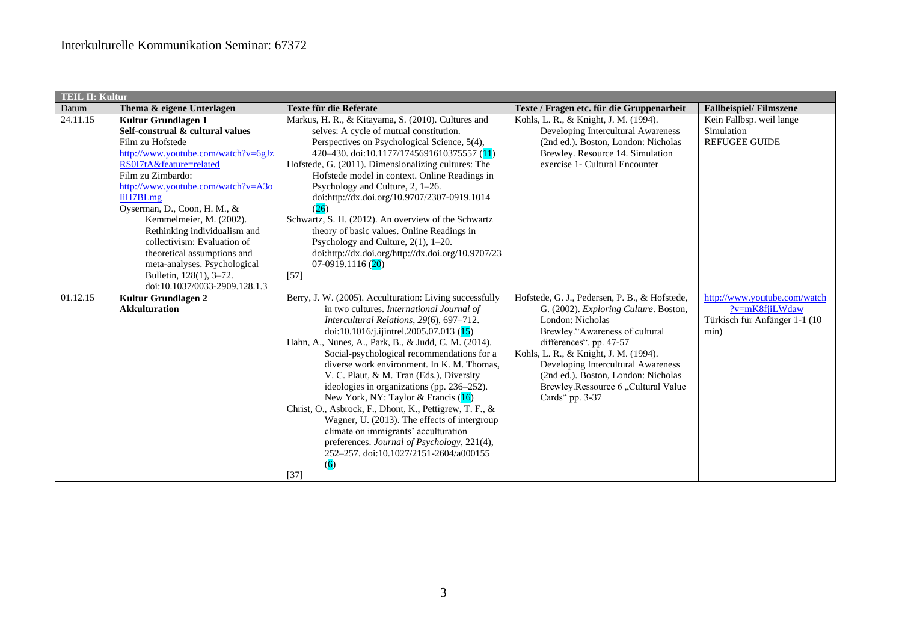Interkulturelle Kommunikation Seminar: 67372

| TEIL II: Kultur | | | | |
|---|---|---|---|---|
| Datum | Thema & eigene Unterlagen | Texte für die Referate | Texte / Fragen etc. für die Gruppenarbeit | Fallbeispiel/ Filmszene |
| 24.11.15 | **Kultur Grundlagen 1**<br>**Self-construal & cultural values**<br>Film zu Hofstede<br>http://www.youtube.com/watch?v=6gJzRS0I7tA&feature=related<br>Film zu Zimbardo:<br>http://www.youtube.com/watch?v=A3oIiH7BLmg<br>Oyserman, D., Coon, H. M., & Kemmelmeier, M. (2002). Rethinking individualism and collectivism: Evaluation of theoretical assumptions and meta-analyses. Psychological Bulletin, 128(1), 3–72. doi:10.1037/0033-2909.128.1.3 | Markus, H. R., & Kitayama, S. (2010). Cultures and selves: A cycle of mutual constitution. Perspectives on Psychological Science, 5(4), 420–430. doi:10.1177/1745691610375557 (11)<br>Hofstede, G. (2011). Dimensionalizing cultures: The Hofstede model in context. Online Readings in Psychology and Culture, 2, 1–26. doi:http://dx.doi.org/10.9707/2307-0919.1014 (26)<br>Schwartz, S. H. (2012). An overview of the Schwartz theory of basic values. Online Readings in Psychology and Culture, 2(1), 1–20. doi:http://dx.doi.org/http://dx.doi.org/10.9707/2307-0919.1116 (20)<br>[57] | Kohls, L. R., & Knight, J. M. (1994). Developing Intercultural Awareness (2nd ed.). Boston, London: Nicholas Brewley. Resource 14. Simulation exercise 1- Cultural Encounter | Kein Fallbsp. weil lange Simulation<br>REFUGEE GUIDE |
| 01.12.15 | **Kultur Grundlagen 2**<br>**Akkulturation** | Berry, J. W. (2005). Acculturation: Living successfully in two cultures. *International Journal of Intercultural Relations*, *29*(6), 697–712. doi:10.1016/j.ijintrel.2005.07.013 (15)<br>Hahn, A., Nunes, A., Park, B., & Judd, C. M. (2014). Social-psychological recommendations for a diverse work environment. In K. M. Thomas, V. C. Plaut, & M. Tran (Eds.), Diversity ideologies in organizations (pp. 236–252). New York, NY: Taylor & Francis (16)<br>Christ, O., Asbrock, F., Dhont, K., Pettigrew, T. F., & Wagner, U. (2013). The effects of intergroup climate on immigrants' acculturation preferences. *Journal of Psychology*, 221(4), 252–257. doi:10.1027/2151-2604/a000155 (6)<br>[37] | Hofstede, G. J., Pedersen, P. B., & Hofstede, G. (2002). *Exploring Culture*. Boston, London: Nicholas Brewley."Awareness of cultural differences". pp. 47-57<br>Kohls, L. R., & Knight, J. M. (1994). Developing Intercultural Awareness (2nd ed.). Boston, London: Nicholas Brewley.Ressource 6 „Cultural Value Cards" pp. 3-37 | http://www.youtube.com/watch?v=mK8fjiLWdaw<br>Türkisch für Anfänger 1-1 (10 min) |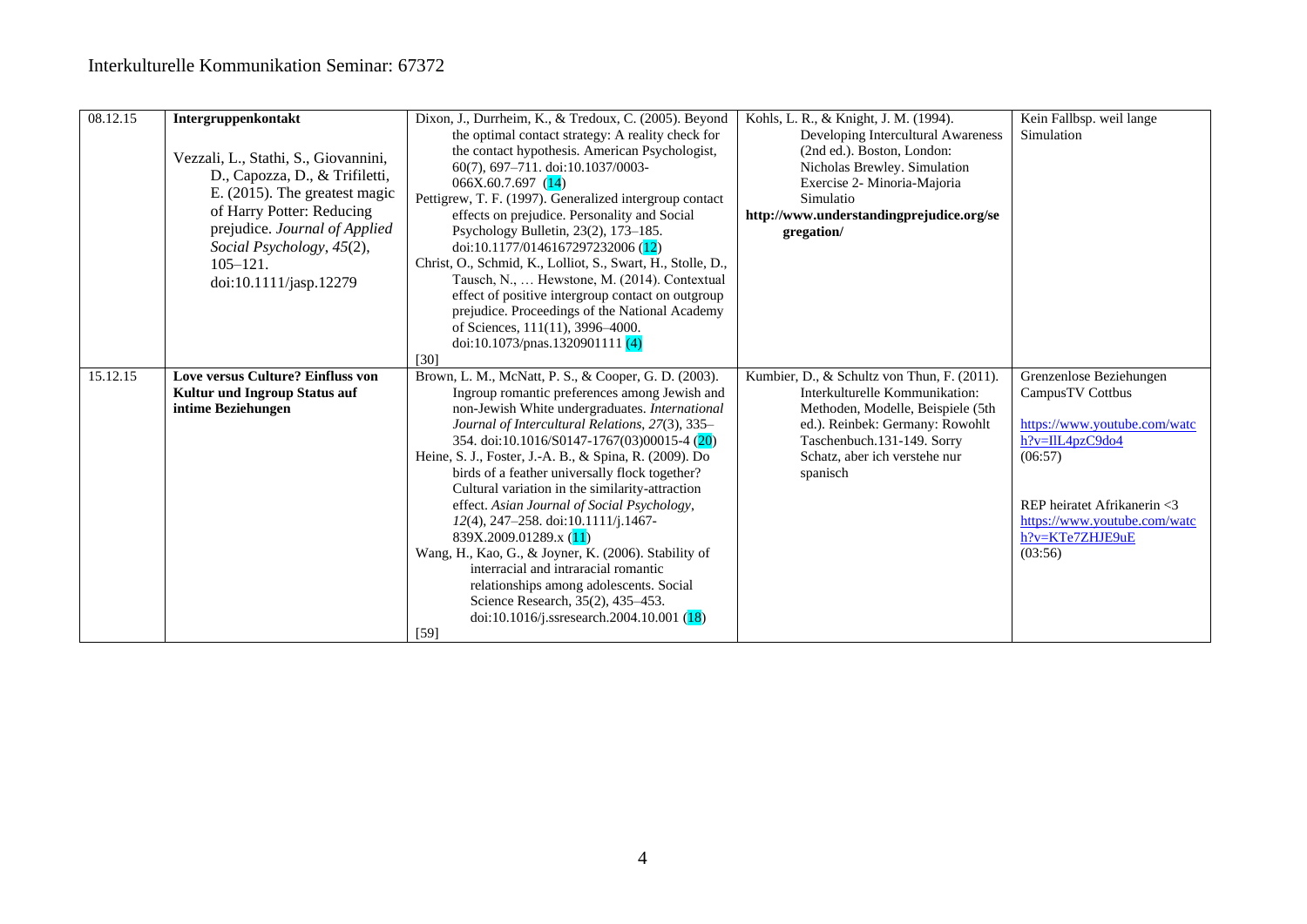# Interkulturelle Kommunikation Seminar: 67372

| | | | | |
|---|---|---|---|---|
| 08.12.15 | **Intergruppenkontakt**<br><br>Vezzali, L., Stathi, S., Giovannini, D., Capozza, D., & Trifiletti, E. (2015). The greatest magic of Harry Potter: Reducing prejudice. *Journal of Applied Social Psychology*, *45*(2), 105–121. doi:10.1111/jasp.12279 | Dixon, J., Durrheim, K., & Tredoux, C. (2005). Beyond the optimal contact strategy: A reality check for the contact hypothesis. American Psychologist, 60(7), 697–711. doi:10.1037/0003-066X.60.7.697 (14)<br>Pettigrew, T. F. (1997). Generalized intergroup contact effects on prejudice. Personality and Social Psychology Bulletin, 23(2), 173–185. doi:10.1177/0146167297232006 (12)<br>Christ, O., Schmid, K., Lolliot, S., Swart, H., Stolle, D., Tausch, N., … Hewstone, M. (2014). Contextual effect of positive intergroup contact on outgroup prejudice. Proceedings of the National Academy of Sciences, 111(11), 3996–4000. doi:10.1073/pnas.1320901111 (4)<br>[30] | Kohls, L. R., & Knight, J. M. (1994). Developing Intercultural Awareness (2nd ed.). Boston, London: Nicholas Brewley. Simulation Exercise 2- Minoria-Majoria Simulatio<br>**http://www.understandingprejudice.org/segregation/** | Kein Fallbsp. weil lange Simulation |
| 15.12.15 | **Love versus Culture? Einfluss von Kultur und Ingroup Status auf intime Beziehungen** | Brown, L. M., McNatt, P. S., & Cooper, G. D. (2003). Ingroup romantic preferences among Jewish and non-Jewish White undergraduates. *International Journal of Intercultural Relations*, *27*(3), 335–354. doi:10.1016/S0147-1767(03)00015-4 (20)<br>Heine, S. J., Foster, J.-A. B., & Spina, R. (2009). Do birds of a feather universally flock together? Cultural variation in the similarity-attraction effect. *Asian Journal of Social Psychology*, *12*(4), 247–258. doi:10.1111/j.1467-839X.2009.01289.x (11)<br>Wang, H., Kao, G., & Joyner, K. (2006). Stability of interracial and intraracial romantic relationships among adolescents. Social Science Research, 35(2), 435–453. doi:10.1016/j.ssresearch.2004.10.001 (18)<br>[59] | Kumbier, D., & Schultz von Thun, F. (2011). Interkulturelle Kommunikation: Methoden, Modelle, Beispiele (5th ed.). Reinbek: Germany: Rowohlt Taschenbuch.131-149. Sorry Schatz, aber ich verstehe nur spanisch | Grenzenlose Beziehungen CampusTV Cottbus<br><br>https://www.youtube.com/watch?v=IlL4pzC9do4<br>(06:57)<br><br>REP heiratet Afrikanerin <3<br>https://www.youtube.com/watch?v=KTe7ZHJE9uE<br>(03:56) |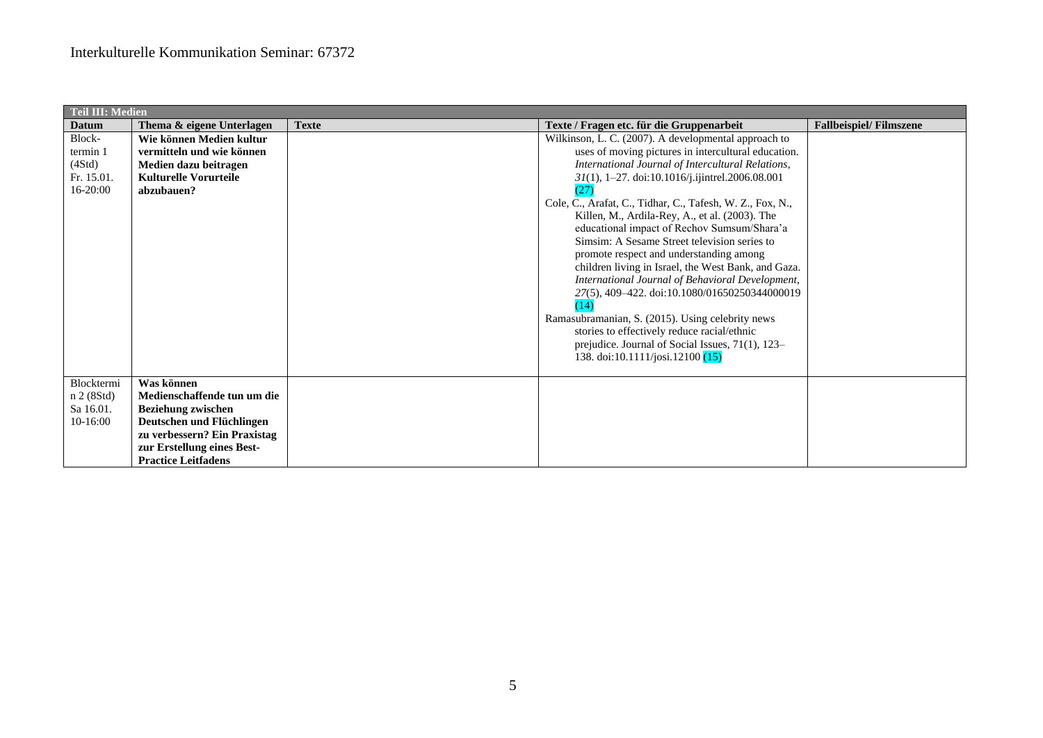Interkulturelle Kommunikation Seminar: 67372

| Teil III: Medien | | | | |
|---|---|---|---|---|
| **Datum** | **Thema & eigene Unterlagen** | **Texte** | **Texte / Fragen etc. für die Gruppenarbeit** | **Fallbeispiel/ Filmszene** |
| Block-termin 1 (4Std) Fr. 15.01. 16-20:00 | **Wie können Medien kultur vermitteln und wie können Medien dazu beitragen Kulturelle Vorurteile abzubauen?** | | Wilkinson, L. C. (2007). A developmental approach to uses of moving pictures in intercultural education. *International Journal of Intercultural Relations*, *31*(1), 1–27. doi:10.1016/j.ijintrel.2006.08.001 (27)<br>Cole, C., Arafat, C., Tidhar, C., Tafesh, W. Z., Fox, N., Killen, M., Ardila-Rey, A., et al. (2003). The educational impact of Rechov Sumsum/Shara'a Simsim: A Sesame Street television series to promote respect and understanding among children living in Israel, the West Bank, and Gaza. *International Journal of Behavioral Development*, *27*(5), 409–422. doi:10.1080/01650250344000019 (14)<br>Ramasubramanian, S. (2015). Using celebrity news stories to effectively reduce racial/ethnic prejudice. Journal of Social Issues, 71(1), 123–138. doi:10.1111/josi.12100 (15) | |
| Blocktermin 2 (8Std) Sa 16.01. 10-16:00 | **Was können Medienschaffende tun um die Beziehung zwischen Deutschen und Flüchlingen zu verbessern? Ein Praxistag zur Erstellung eines Best-Practice Leitfadens** | | | |